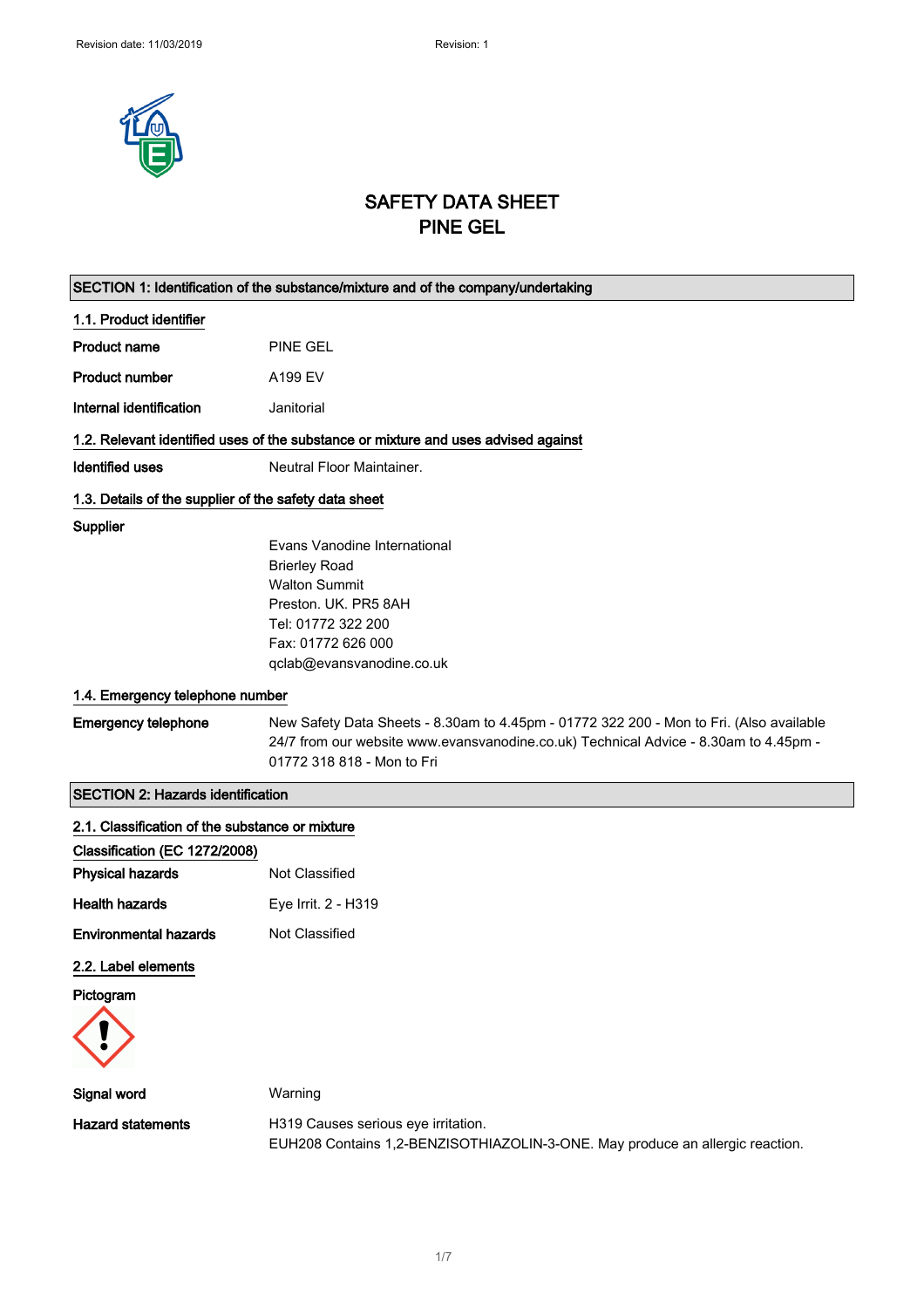# SAFETY DATA SHEET
# PINE GEL

## SECTION 1: Identification of the substance/mixture and of the company/undertaking

### 1.1. Product identifier

**Product name** PINE GEL

**Product number** A199 EV

**Internal identification** Janitorial

### 1.2. Relevant identified uses of the substance or mixture and uses advised against

**Identified uses** Neutral Floor Maintainer.

### 1.3. Details of the supplier of the safety data sheet

**Supplier**

Evans Vanodine International
Brierley Road
Walton Summit
Preston. UK. PR5 8AH
Tel: 01772 322 200
Fax: 01772 626 000
qclab@evansvanodine.co.uk

### 1.4. Emergency telephone number

**Emergency telephone** New Safety Data Sheets - 8.30am to 4.45pm - 01772 322 200 - Mon to Fri. (Also available 24/7 from our website www.evansvanodine.co.uk) Technical Advice - 8.30am to 4.45pm - 01772 318 818 - Mon to Fri

## SECTION 2: Hazards identification

### 2.1. Classification of the substance or mixture

**Classification (EC 1272/2008)**

**Physical hazards** Not Classified

**Health hazards** Eye Irrit. 2 - H319

**Environmental hazards** Not Classified

### 2.2. Label elements

**Pictogram**

**Signal word** Warning

**Hazard statements** H319 Causes serious eye irritation.
EUH208 Contains 1,2-BENZISOTHIAZOLIN-3-ONE. May produce an allergic reaction.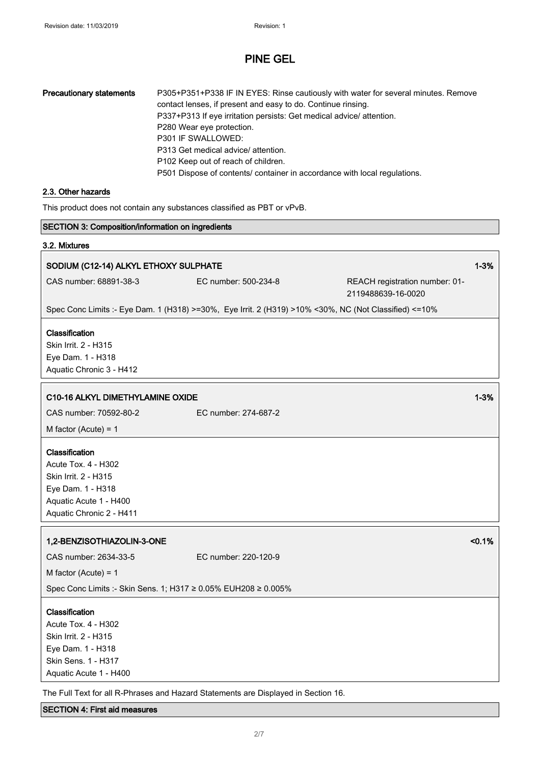# PINE GEL

| | |
|---|---|
| **Precautionary statements** | P305+P351+P338 IF IN EYES: Rinse cautiously with water for several minutes. Remove contact lenses, if present and easy to do. Continue rinsing.<br>P337+P313 If eye irritation persists: Get medical advice/ attention.<br>P280 Wear eye protection.<br>P301 IF SWALLOWED:<br>P313 Get medical advice/ attention.<br>P102 Keep out of reach of children.<br>P501 Dispose of contents/ container in accordance with local regulations. |

### 2.3. Other hazards

This product does not contain any substances classified as PBT or vPvB.

## SECTION 3: Composition/information on ingredients

### 3.2. Mixtures

**SODIUM (C12-14) ALKYL ETHOXY SULPHATE** 1-3%

CAS number: 68891-38-3 EC number: 500-234-8 REACH registration number: 01-2119488639-16-0020

Spec Conc Limits :- Eye Dam. 1 (H318) >=30%, Eye Irrit. 2 (H319) >10% <30%, NC (Not Classified) <=10%

**Classification**
Skin Irrit. 2 - H315
Eye Dam. 1 - H318
Aquatic Chronic 3 - H412

**C10-16 ALKYL DIMETHYLAMINE OXIDE** 1-3%

CAS number: 70592-80-2 EC number: 274-687-2

M factor (Acute) = 1

**Classification**
Acute Tox. 4 - H302
Skin Irrit. 2 - H315
Eye Dam. 1 - H318
Aquatic Acute 1 - H400
Aquatic Chronic 2 - H411

**1,2-BENZISOTHIAZOLIN-3-ONE** <0.1%

CAS number: 2634-33-5 EC number: 220-120-9

M factor (Acute) = 1

Spec Conc Limits :- Skin Sens. 1; H317 ≥ 0.05% EUH208 ≥ 0.005%

**Classification**
Acute Tox. 4 - H302
Skin Irrit. 2 - H315
Eye Dam. 1 - H318
Skin Sens. 1 - H317
Aquatic Acute 1 - H400

The Full Text for all R-Phrases and Hazard Statements are Displayed in Section 16.

## SECTION 4: First aid measures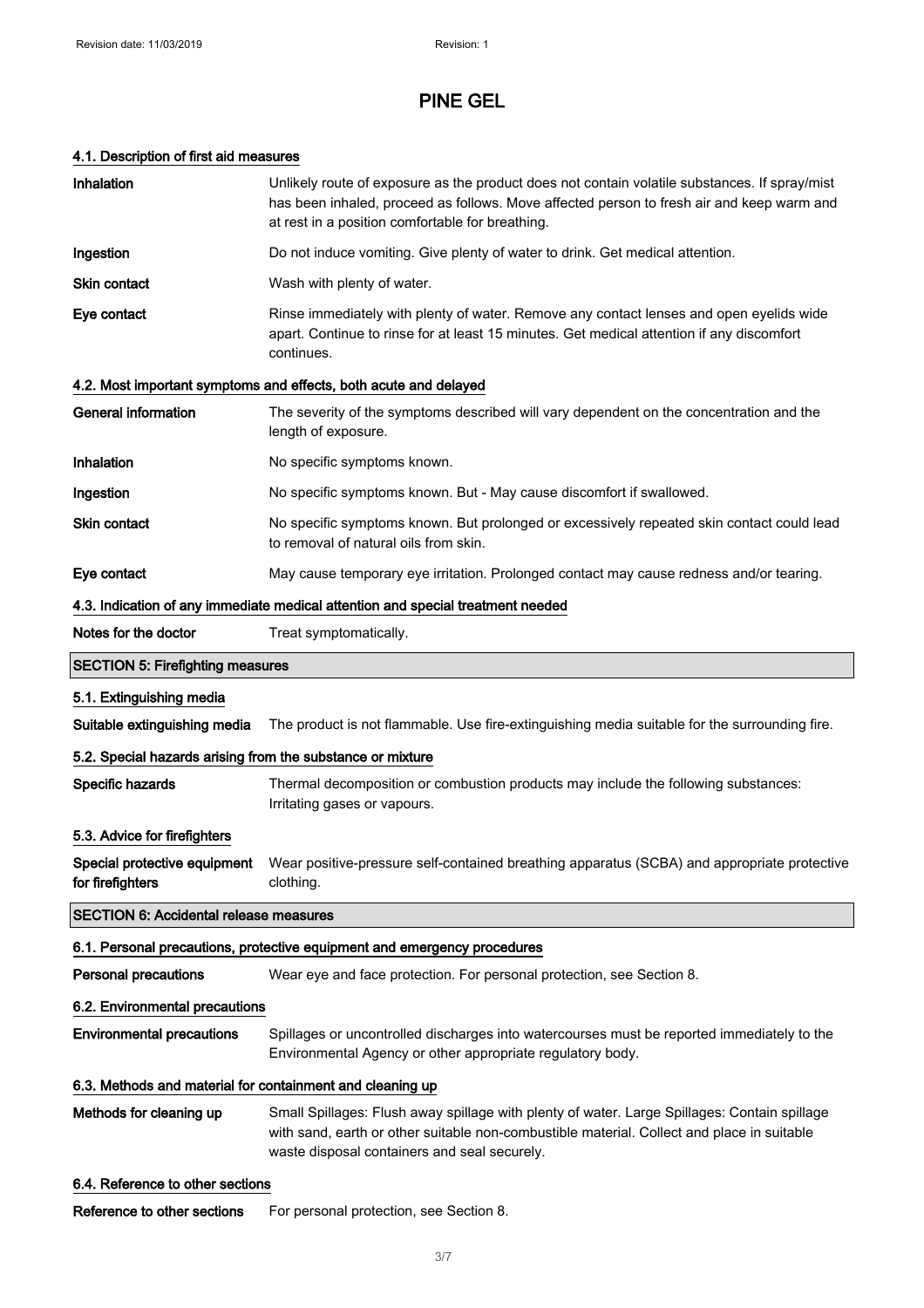# PINE GEL

### 4.1. Description of first aid measures

**Inhalation** Unlikely route of exposure as the product does not contain volatile substances. If spray/mist has been inhaled, proceed as follows. Move affected person to fresh air and keep warm and at rest in a position comfortable for breathing.

**Ingestion** Do not induce vomiting. Give plenty of water to drink. Get medical attention.

**Skin contact** Wash with plenty of water.

**Eye contact** Rinse immediately with plenty of water. Remove any contact lenses and open eyelids wide apart. Continue to rinse for at least 15 minutes. Get medical attention if any discomfort continues.

### 4.2. Most important symptoms and effects, both acute and delayed

**General information** The severity of the symptoms described will vary dependent on the concentration and the length of exposure.

**Inhalation** No specific symptoms known.

**Ingestion** No specific symptoms known. But - May cause discomfort if swallowed.

**Skin contact** No specific symptoms known. But prolonged or excessively repeated skin contact could lead to removal of natural oils from skin.

**Eye contact** May cause temporary eye irritation. Prolonged contact may cause redness and/or tearing.

### 4.3. Indication of any immediate medical attention and special treatment needed

**Notes for the doctor** Treat symptomatically.

## SECTION 5: Firefighting measures

### 5.1. Extinguishing media

**Suitable extinguishing media** The product is not flammable. Use fire-extinguishing media suitable for the surrounding fire.

### 5.2. Special hazards arising from the substance or mixture

**Specific hazards** Thermal decomposition or combustion products may include the following substances: Irritating gases or vapours.

### 5.3. Advice for firefighters

**Special protective equipment for firefighters** Wear positive-pressure self-contained breathing apparatus (SCBA) and appropriate protective clothing.

## SECTION 6: Accidental release measures

### 6.1. Personal precautions, protective equipment and emergency procedures

**Personal precautions** Wear eye and face protection. For personal protection, see Section 8.

### 6.2. Environmental precautions

**Environmental precautions** Spillages or uncontrolled discharges into watercourses must be reported immediately to the Environmental Agency or other appropriate regulatory body.

### 6.3. Methods and material for containment and cleaning up

**Methods for cleaning up** Small Spillages: Flush away spillage with plenty of water. Large Spillages: Contain spillage with sand, earth or other suitable non-combustible material. Collect and place in suitable waste disposal containers and seal securely.

### 6.4. Reference to other sections

**Reference to other sections** For personal protection, see Section 8.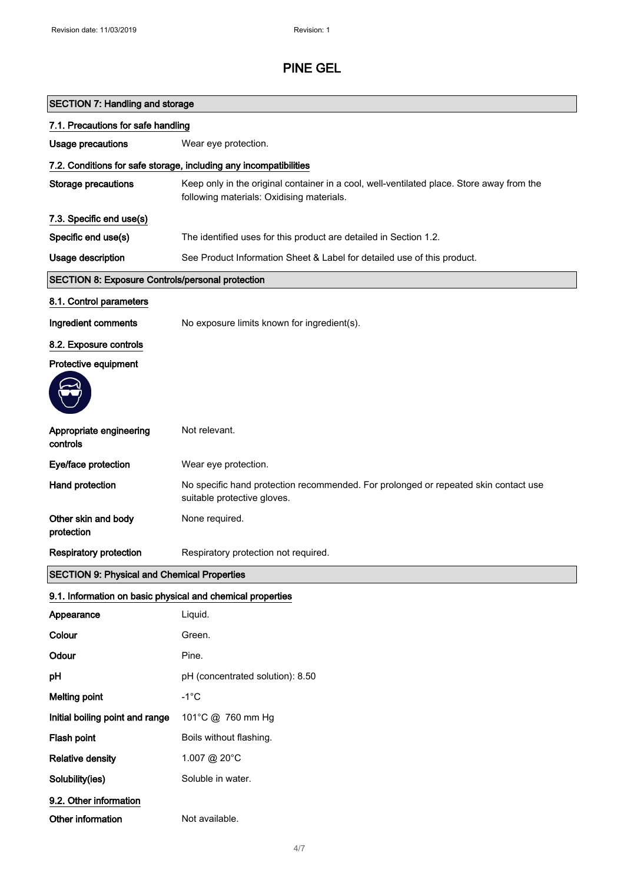# PINE GEL

## SECTION 7: Handling and storage

### 7.1. Precautions for safe handling

| | |
|---|---|
| **Usage precautions** | Wear eye protection. |

### 7.2. Conditions for safe storage, including any incompatibilities

| | |
|---|---|
| **Storage precautions** | Keep only in the original container in a cool, well-ventilated place. Store away from the following materials: Oxidising materials. |

### 7.3. Specific end use(s)

| | |
|---|---|
| **Specific end use(s)** | The identified uses for this product are detailed in Section 1.2. |
| **Usage description** | See Product Information Sheet & Label for detailed use of this product. |

## SECTION 8: Exposure Controls/personal protection

### 8.1. Control parameters

| | |
|---|---|
| **Ingredient comments** | No exposure limits known for ingredient(s). |

### 8.2. Exposure controls

**Protective equipment**

| | |
|---|---|
| **Appropriate engineering controls** | Not relevant. |
| **Eye/face protection** | Wear eye protection. |
| **Hand protection** | No specific hand protection recommended. For prolonged or repeated skin contact use suitable protective gloves. |
| **Other skin and body protection** | None required. |
| **Respiratory protection** | Respiratory protection not required. |

## SECTION 9: Physical and Chemical Properties

### 9.1. Information on basic physical and chemical properties

| | |
|---|---|
| **Appearance** | Liquid. |
| **Colour** | Green. |
| **Odour** | Pine. |
| **pH** | pH (concentrated solution): 8.50 |
| **Melting point** | -1°C |
| **Initial boiling point and range** | 101°C @ 760 mm Hg |
| **Flash point** | Boils without flashing. |
| **Relative density** | 1.007 @ 20°C |
| **Solubility(ies)** | Soluble in water. |

### 9.2. Other information

| | |
|---|---|
| **Other information** | Not available. |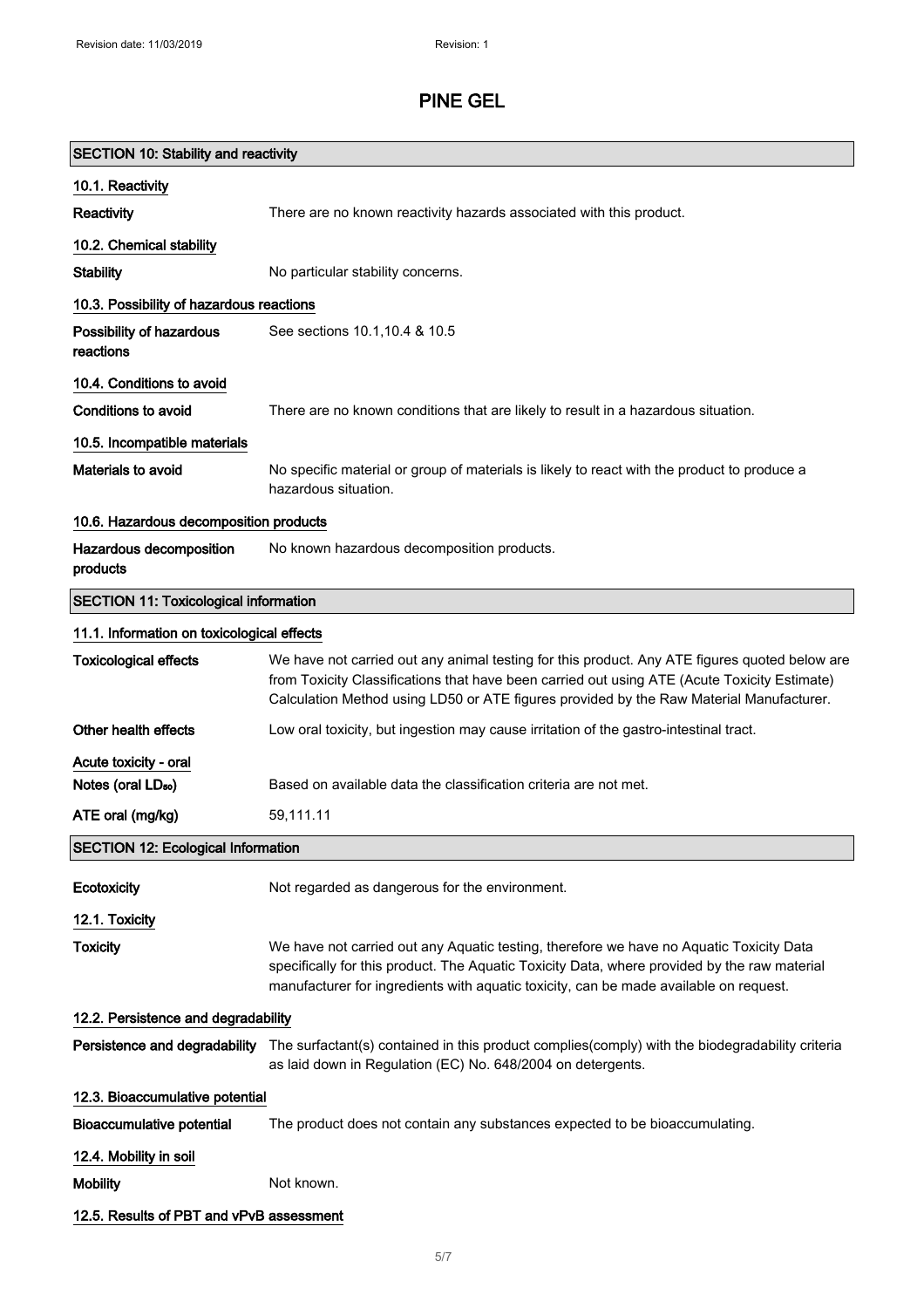# PINE GEL

## SECTION 10: Stability and reactivity

### 10.1. Reactivity

| | |
|---|---|
| **Reactivity** | There are no known reactivity hazards associated with this product. |

### 10.2. Chemical stability

| | |
|---|---|
| **Stability** | No particular stability concerns. |

### 10.3. Possibility of hazardous reactions

| | |
|---|---|
| **Possibility of hazardous reactions** | See sections 10.1,10.4 & 10.5 |

### 10.4. Conditions to avoid

| | |
|---|---|
| **Conditions to avoid** | There are no known conditions that are likely to result in a hazardous situation. |

### 10.5. Incompatible materials

| | |
|---|---|
| **Materials to avoid** | No specific material or group of materials is likely to react with the product to produce a hazardous situation. |

### 10.6. Hazardous decomposition products

| | |
|---|---|
| **Hazardous decomposition products** | No known hazardous decomposition products. |

## SECTION 11: Toxicological information

### 11.1. Information on toxicological effects

| | |
|---|---|
| **Toxicological effects** | We have not carried out any animal testing for this product. Any ATE figures quoted below are from Toxicity Classifications that have been carried out using ATE (Acute Toxicity Estimate) Calculation Method using LD50 or ATE figures provided by the Raw Material Manufacturer. |
| **Other health effects** | Low oral toxicity, but ingestion may cause irritation of the gastro-intestinal tract. |

**Acute toxicity - oral**

| | |
|---|---|
| **Notes (oral $LD_{50}$)** | Based on available data the classification criteria are not met. |
| **ATE oral (mg/kg)** | 59,111.11 |

## SECTION 12: Ecological Information

| | |
|---|---|
| **Ecotoxicity** | Not regarded as dangerous for the environment. |

### 12.1. Toxicity

| | |
|---|---|
| **Toxicity** | We have not carried out any Aquatic testing, therefore we have no Aquatic Toxicity Data specifically for this product. The Aquatic Toxicity Data, where provided by the raw material manufacturer for ingredients with aquatic toxicity, can be made available on request. |

### 12.2. Persistence and degradability

| | |
|---|---|
| **Persistence and degradability** | The surfactant(s) contained in this product complies(comply) with the biodegradability criteria as laid down in Regulation (EC) No. 648/2004 on detergents. |

### 12.3. Bioaccumulative potential

| | |
|---|---|
| **Bioaccumulative potential** | The product does not contain any substances expected to be bioaccumulating. |

### 12.4. Mobility in soil

| | |
|---|---|
| **Mobility** | Not known. |

### 12.5. Results of PBT and vPvB assessment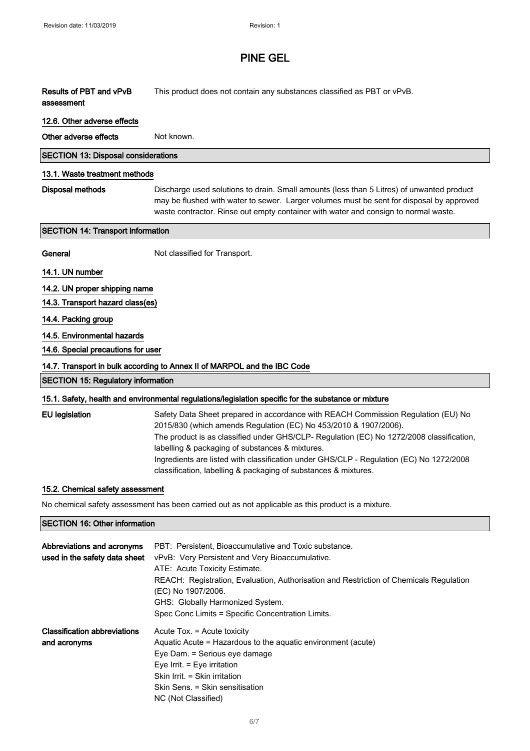# PINE GEL

**Results of PBT and vPvB assessment** This product does not contain any substances classified as PBT or vPvB.

#### 12.6. Other adverse effects

**Other adverse effects** Not known.

## SECTION 13: Disposal considerations

#### 13.1. Waste treatment methods

**Disposal methods** Discharge used solutions to drain. Small amounts (less than 5 Litres) of unwanted product may be flushed with water to sewer. Larger volumes must be sent for disposal by approved waste contractor. Rinse out empty container with water and consign to normal waste.

## SECTION 14: Transport information

**General** Not classified for Transport.

#### 14.1. UN number

#### 14.2. UN proper shipping name

#### 14.3. Transport hazard class(es)

#### 14.4. Packing group

#### 14.5. Environmental hazards

#### 14.6. Special precautions for user

#### 14.7. Transport in bulk according to Annex II of MARPOL and the IBC Code

## SECTION 15: Regulatory information

#### 15.1. Safety, health and environmental regulations/legislation specific for the substance or mixture

**EU legislation** Safety Data Sheet prepared in accordance with REACH Commission Regulation (EU) No 2015/830 (which amends Regulation (EC) No 453/2010 & 1907/2006).
The product is as classified under GHS/CLP- Regulation (EC) No 1272/2008 classification, labelling & packaging of substances & mixtures.
Ingredients are listed with classification under GHS/CLP - Regulation (EC) No 1272/2008 classification, labelling & packaging of substances & mixtures.

#### 15.2. Chemical safety assessment

No chemical safety assessment has been carried out as not applicable as this product is a mixture.

## SECTION 16: Other information

**Abbreviations and acronyms used in the safety data sheet**
PBT: Persistent, Bioaccumulative and Toxic substance.
vPvB: Very Persistent and Very Bioaccumulative.
ATE: Acute Toxicity Estimate.
REACH: Registration, Evaluation, Authorisation and Restriction of Chemicals Regulation (EC) No 1907/2006.
GHS: Globally Harmonized System.
Spec Conc Limits = Specific Concentration Limits.

**Classification abbreviations and acronyms**
Acute Tox. = Acute toxicity
Aquatic Acute = Hazardous to the aquatic environment (acute)
Eye Dam. = Serious eye damage
Eye Irrit. = Eye irritation
Skin Irrit. = Skin irritation
Skin Sens. = Skin sensitisation
NC (Not Classified)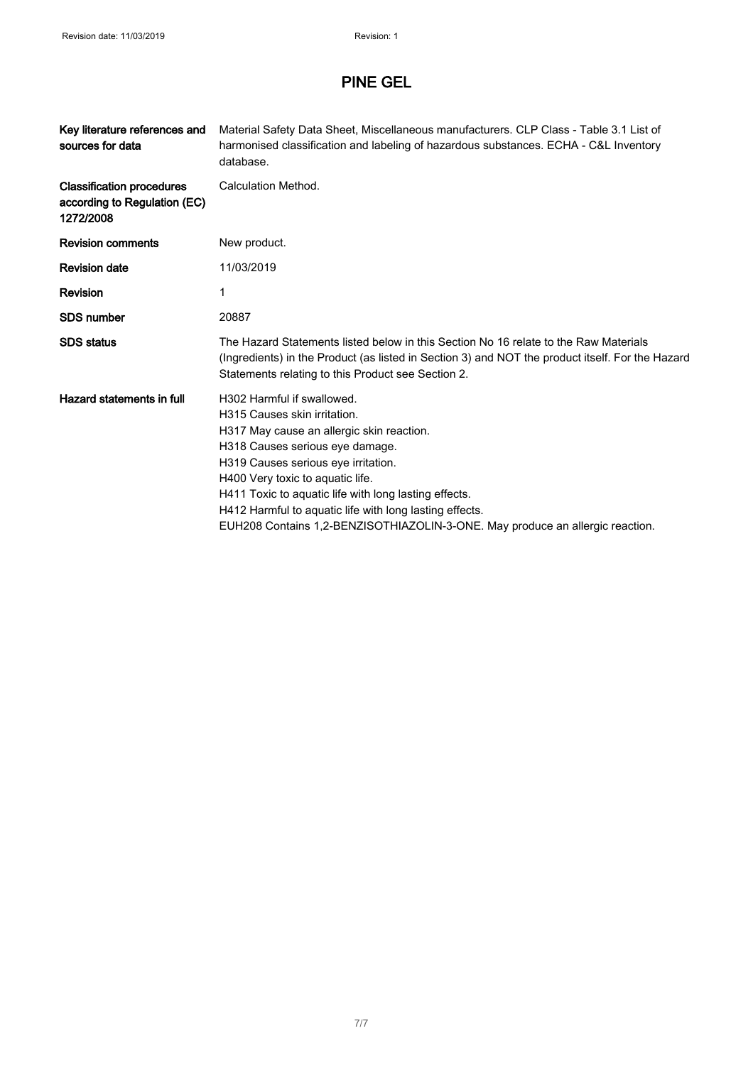# PINE GEL

| | |
|---|---|
| **Key literature references and sources for data** | Material Safety Data Sheet, Miscellaneous manufacturers. CLP Class - Table 3.1 List of harmonised classification and labeling of hazardous substances. ECHA - C&L Inventory database. |
| **Classification procedures according to Regulation (EC) 1272/2008** | Calculation Method. |
| **Revision comments** | New product. |
| **Revision date** | 11/03/2019 |
| **Revision** | 1 |
| **SDS number** | 20887 |
| **SDS status** | The Hazard Statements listed below in this Section No 16 relate to the Raw Materials (Ingredients) in the Product (as listed in Section 3) and NOT the product itself. For the Hazard Statements relating to this Product see Section 2. |
| **Hazard statements in full** | H302 Harmful if swallowed.<br>H315 Causes skin irritation.<br>H317 May cause an allergic skin reaction.<br>H318 Causes serious eye damage.<br>H319 Causes serious eye irritation.<br>H400 Very toxic to aquatic life.<br>H411 Toxic to aquatic life with long lasting effects.<br>H412 Harmful to aquatic life with long lasting effects.<br>EUH208 Contains 1,2-BENZISOTHIAZOLIN-3-ONE. May produce an allergic reaction. |